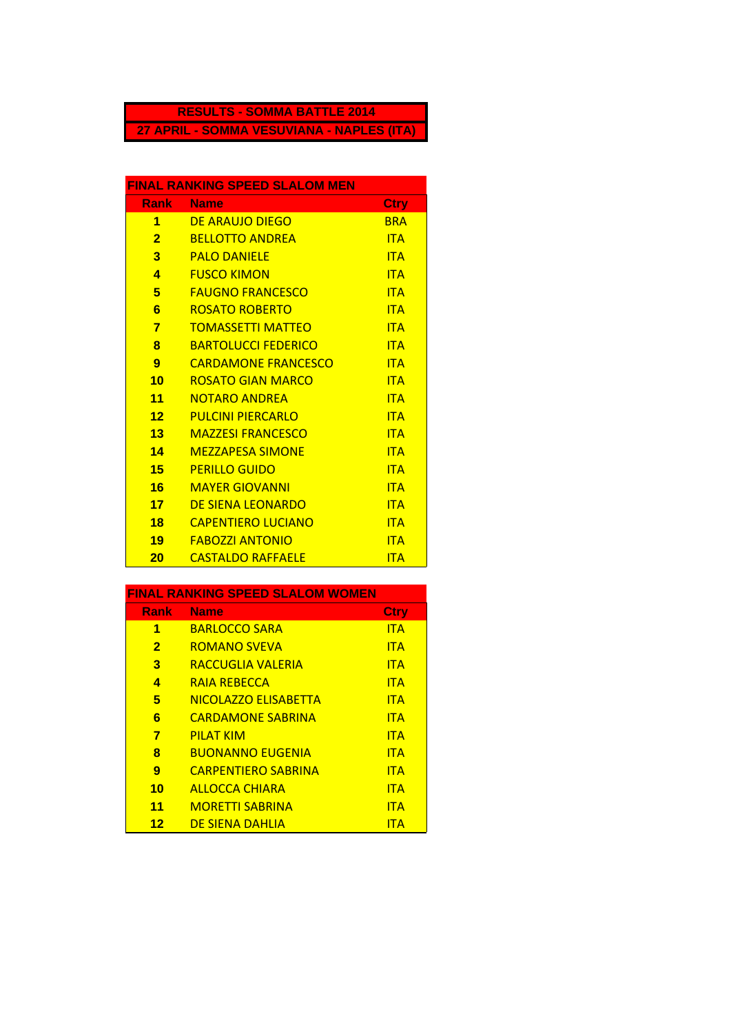# RESULTS - SOMMA BATTLE 2014

## 27 APRIL - SOMMA VESUVIANA - NAPLES (ITA)

### FINAL RANKING SPEED SLALOM MEN

| Rank | Name | Ctry |
|---|---|---|
| 1 | DE ARAUJO DIEGO | BRA |
| 2 | BELLOTTO ANDREA | ITA |
| 3 | PALO DANIELE | ITA |
| 4 | FUSCO KIMON | ITA |
| 5 | FAUGNO FRANCESCO | ITA |
| 6 | ROSATO ROBERTO | ITA |
| 7 | TOMASSETTI MATTEO | ITA |
| 8 | BARTOLUCCI FEDERICO | ITA |
| 9 | CARDAMONE FRANCESCO | ITA |
| 10 | ROSATO GIAN MARCO | ITA |
| 11 | NOTARO ANDREA | ITA |
| 12 | PULCINI PIERCARLO | ITA |
| 13 | MAZZESI FRANCESCO | ITA |
| 14 | MEZZAPESA SIMONE | ITA |
| 15 | PERILLO GUIDO | ITA |
| 16 | MAYER GIOVANNI | ITA |
| 17 | DE SIENA LEONARDO | ITA |
| 18 | CAPENTIERO LUCIANO | ITA |
| 19 | FABOZZI ANTONIO | ITA |
| 20 | CASTALDO RAFFAELE | ITA |

### FINAL RANKING SPEED SLALOM WOMEN

| Rank | Name | Ctry |
|---|---|---|
| 1 | BARLOCCO SARA | ITA |
| 2 | ROMANO SVEVA | ITA |
| 3 | RACCUGLIA VALERIA | ITA |
| 4 | RAIA REBECCA | ITA |
| 5 | NICOLAZZO ELISABETTA | ITA |
| 6 | CARDAMONE SABRINA | ITA |
| 7 | PILAT KIM | ITA |
| 8 | BUONANNO EUGENIA | ITA |
| 9 | CARPENTIERO SABRINA | ITA |
| 10 | ALLOCCA CHIARA | ITA |
| 11 | MORETTI SABRINA | ITA |
| 12 | DE SIENA DAHLIA | ITA |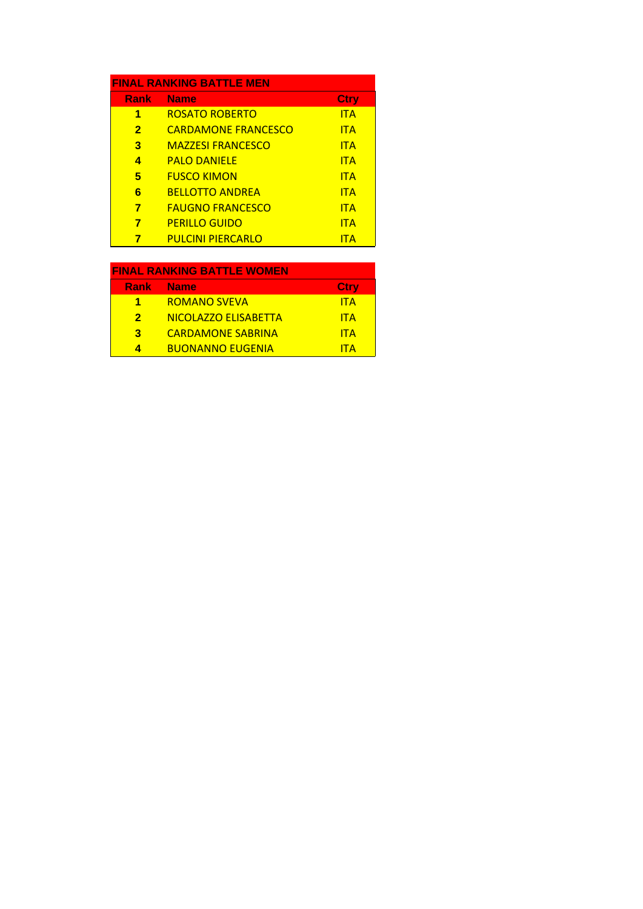## FINAL RANKING BATTLE MEN

| Rank | Name | Ctry |
| --- | --- | --- |
| 1 | ROSATO ROBERTO | ITA |
| 2 | CARDAMONE FRANCESCO | ITA |
| 3 | MAZZESI FRANCESCO | ITA |
| 4 | PALO DANIELE | ITA |
| 5 | FUSCO KIMON | ITA |
| 6 | BELLOTTO ANDREA | ITA |
| 7 | FAUGNO FRANCESCO | ITA |
| 7 | PERILLO GUIDO | ITA |
| 7 | PULCINI PIERCARLO | ITA |

## FINAL RANKING BATTLE WOMEN

| Rank | Name | Ctry |
| --- | --- | --- |
| 1 | ROMANO SVEVA | ITA |
| 2 | NICOLAZZO ELISABETTA | ITA |
| 3 | CARDAMONE SABRINA | ITA |
| 4 | BUONANNO EUGENIA | ITA |